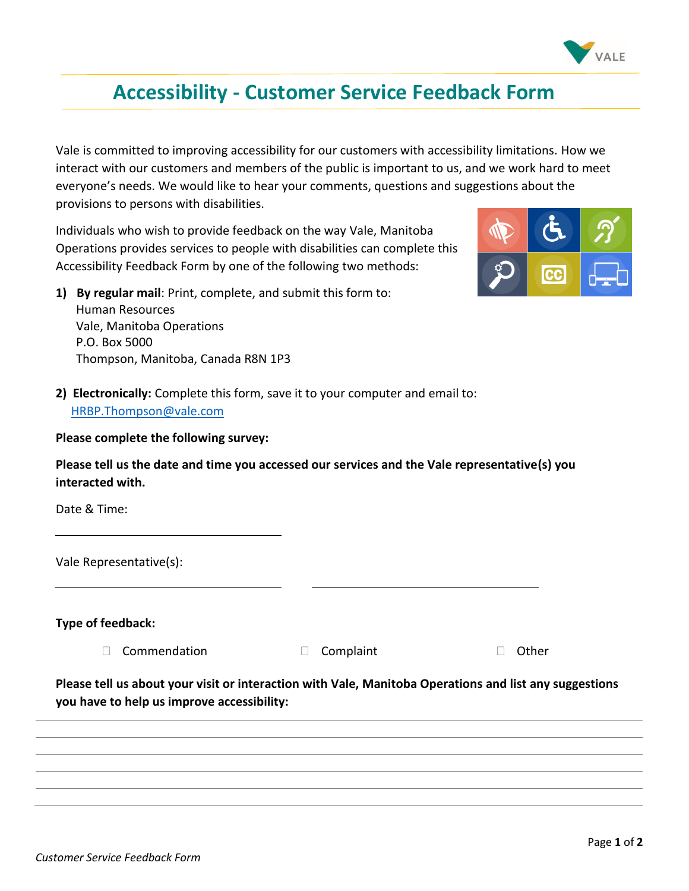# Accessibility - Customer Service Feedback Form

Vale is committed to improving accessibility for our customers with accessibility limitations. How we interact with our customers and members of the public is important to us, and we work hard to meet everyone's needs. We would like to hear your comments, questions and suggestions about the provisions to persons with disabilities.

Individuals who wish to provide feedback on the way Vale, Manitoba Operations provides services to people with disabilities can complete this Accessibility Feedback Form by one of the following two methods:

1) **By regular mail**: Print, complete, and submit this form to:
   Human Resources
   Vale, Manitoba Operations
   P.O. Box 5000
   Thompson, Manitoba, Canada R8N 1P3

2) **Electronically:** Complete this form, save it to your computer and email to:
   HRBP.Thompson@vale.com

**Please complete the following survey:**

**Please tell us the date and time you accessed our services and the Vale representative(s) you interacted with.**

Date & Time:

______________________________

Vale Representative(s):

______________________________ ______________________________

**Type of feedback:**

☐ Commendation ☐ Complaint ☐ Other

**Please tell us about your visit or interaction with Vale, Manitoba Operations and list any suggestions you have to help us improve accessibility:**

______________________________________________________________________________

______________________________________________________________________________

______________________________________________________________________________

______________________________________________________________________________

______________________________________________________________________________

______________________________________________________________________________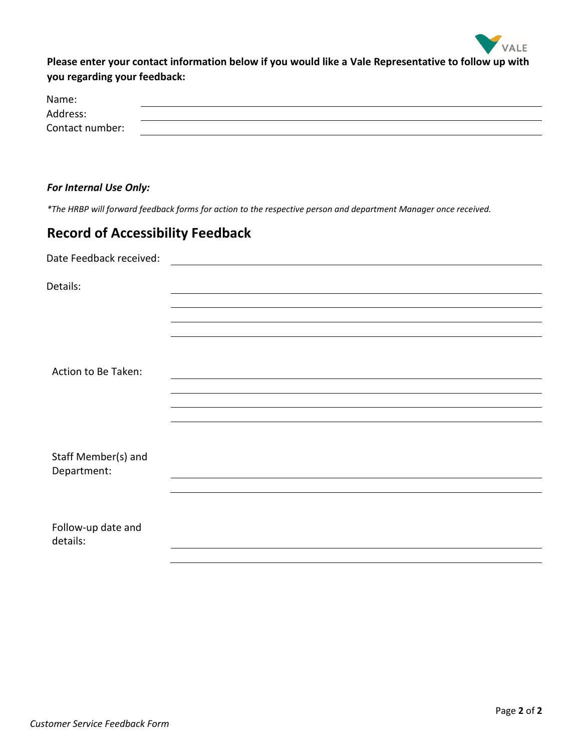**Please enter your contact information below if you would like a Vale Representative to follow up with you regarding your feedback:**

Name: ______________________________

Address: ______________________________

Contact number: ______________________________

***For Internal Use Only:***

*\*The HRBP will forward feedback forms for action to the respective person and department Manager once received.*

## Record of Accessibility Feedback

Date Feedback received: ______________________________

Details: ______________________________

______________________________

______________________________

______________________________

Action to Be Taken: ______________________________

______________________________

______________________________

______________________________

Staff Member(s) and Department: ______________________________

______________________________

Follow-up date and details: ______________________________

______________________________